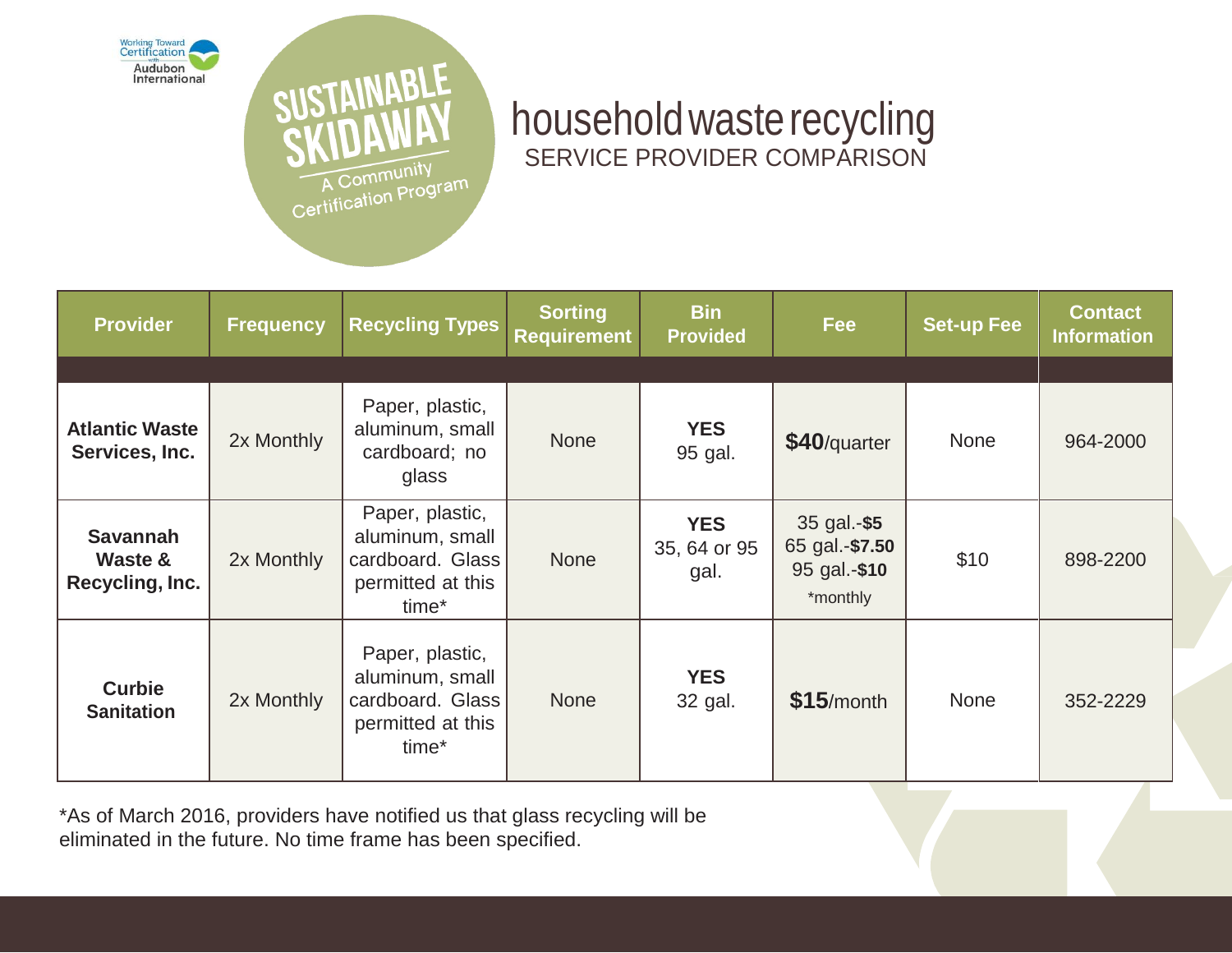Working Toward Certification with Audubon International

SUSTAINABLE SKIDAWAY
A Community Certification Program

# household waste recycling
## SERVICE PROVIDER COMPARISON

| Provider | Frequency | Recycling Types | Sorting Requirement | Bin Provided | Fee | Set-up Fee | Contact Information |
|---|---|---|---|---|---|---|---|
| **Atlantic Waste Services, Inc.** | 2x Monthly | Paper, plastic, aluminum, small cardboard; no glass | None | **YES** 95 gal. | **$40**/quarter | None | 964-2000 |
| **Savannah Waste & Recycling, Inc.** | 2x Monthly | Paper, plastic, aluminum, small cardboard. Glass permitted at this time* | None | **YES** 35, 64 or 95 gal. | 35 gal.-**$5** 65 gal.-**$7.50** 95 gal.-**$10** *monthly | $10 | 898-2200 |
| **Curbie Sanitation** | 2x Monthly | Paper, plastic, aluminum, small cardboard. Glass permitted at this time* | None | **YES** 32 gal. | **$15**/month | None | 352-2229 |

*As of March 2016, providers have notified us that glass recycling will be eliminated in the future. No time frame has been specified.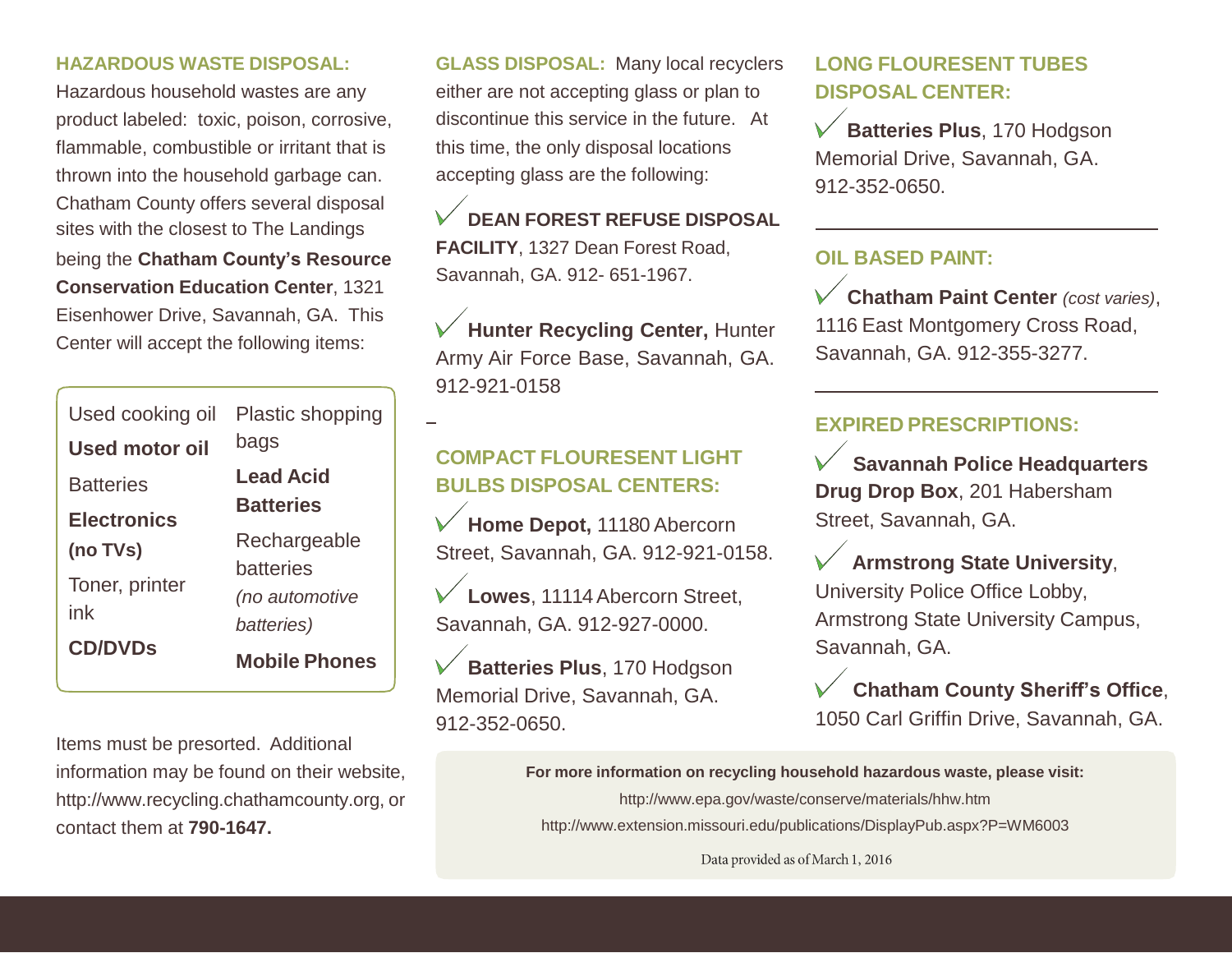## HAZARDOUS WASTE DISPOSAL:

Hazardous household wastes are any product labeled: toxic, poison, corrosive, flammable, combustible or irritant that is thrown into the household garbage can. Chatham County offers several disposal sites with the closest to The Landings being the **Chatham County's Resource Conservation Education Center**, 1321 Eisenhower Drive, Savannah, GA. This Center will accept the following items:

| | |
|---|---|
| Used cooking oil | Plastic shopping bags |
| **Used motor oil** | **Lead Acid Batteries** |
| Batteries | Rechargeable batteries *(no automotive batteries)* |
| **Electronics (no TVs)** | **Mobile Phones** |
| Toner, printer ink | |
| **CD/DVDs** | |

Items must be presorted. Additional information may be found on their website, http://www.recycling.chathamcounty.org, or contact them at **790-1647.**

## GLASS DISPOSAL:

Many local recyclers either are not accepting glass or plan to discontinue this service in the future. At this time, the only disposal locations accepting glass are the following:

- **DEAN FOREST REFUSE DISPOSAL FACILITY**, 1327 Dean Forest Road, Savannah, GA. 912- 651-1967.
- **Hunter Recycling Center,** Hunter Army Air Force Base, Savannah, GA. 912-921-0158

## COMPACT FLOURESENT LIGHT BULBS DISPOSAL CENTERS:

- **Home Depot,** 11180 Abercorn Street, Savannah, GA. 912-921-0158.
- **Lowes**, 11114 Abercorn Street, Savannah, GA. 912-927-0000.
- **Batteries Plus**, 170 Hodgson Memorial Drive, Savannah, GA. 912-352-0650.

## LONG FLOURESENT TUBES DISPOSAL CENTER:

- **Batteries Plus**, 170 Hodgson Memorial Drive, Savannah, GA. 912-352-0650.

## OIL BASED PAINT:

- **Chatham Paint Center** *(cost varies)*, 1116 East Montgomery Cross Road, Savannah, GA. 912-355-3277.

## EXPIRED PRESCRIPTIONS:

- **Savannah Police Headquarters Drug Drop Box**, 201 Habersham Street, Savannah, GA.
- **Armstrong State University**, University Police Office Lobby, Armstrong State University Campus, Savannah, GA.
- **Chatham County Sheriff's Office**, 1050 Carl Griffin Drive, Savannah, GA.

**For more information on recycling household hazardous waste, please visit:**

http://www.epa.gov/waste/conserve/materials/hhw.htm

http://www.extension.missouri.edu/publications/DisplayPub.aspx?P=WM6003

Data provided as of March 1, 2016